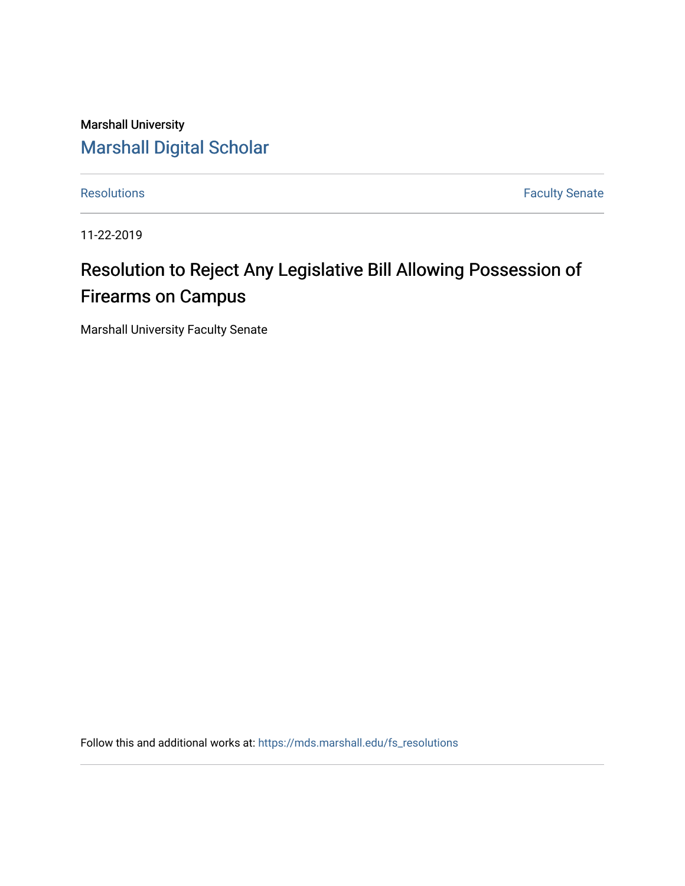Marshall University

Marshall Digital Scholar

Resolutions | Faculty Senate

11-22-2019

# Resolution to Reject Any Legislative Bill Allowing Possession of Firearms on Campus

Marshall University Faculty Senate

Follow this and additional works at: https://mds.marshall.edu/fs_resolutions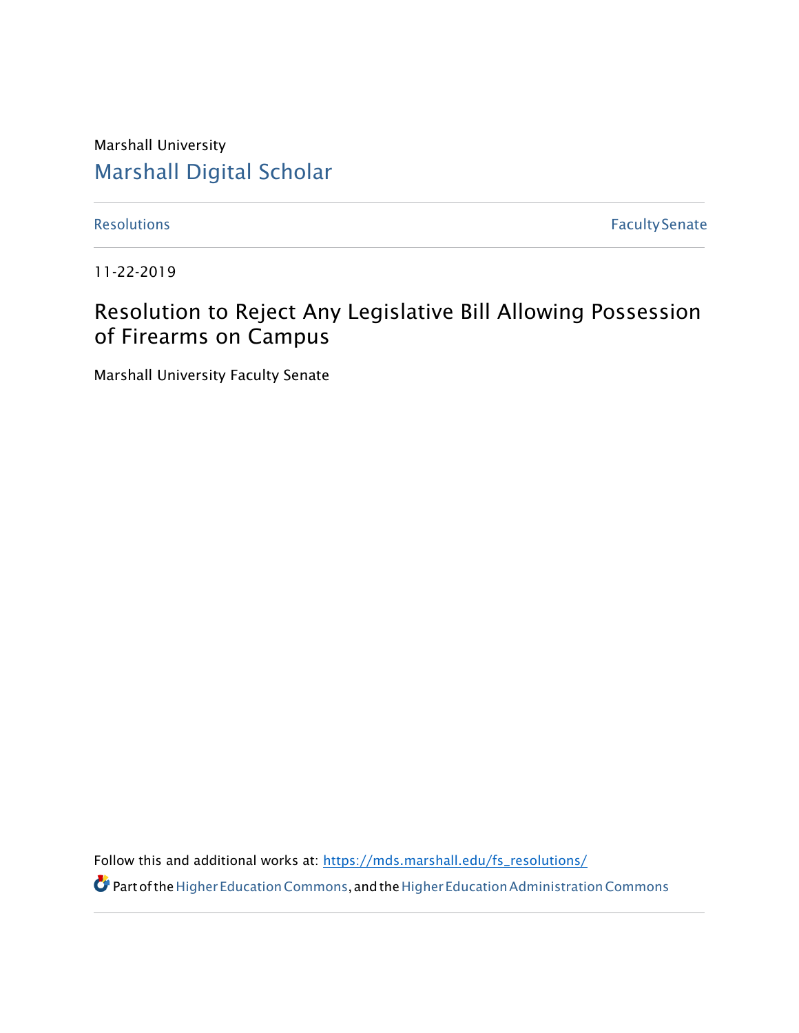Marshall University

Marshall Digital Scholar

Resolutions | Faculty Senate

11-22-2019

# Resolution to Reject Any Legislative Bill Allowing Possession of Firearms on Campus

Marshall University Faculty Senate

Follow this and additional works at: https://mds.marshall.edu/fs_resolutions/

Part of the Higher Education Commons, and the Higher Education Administration Commons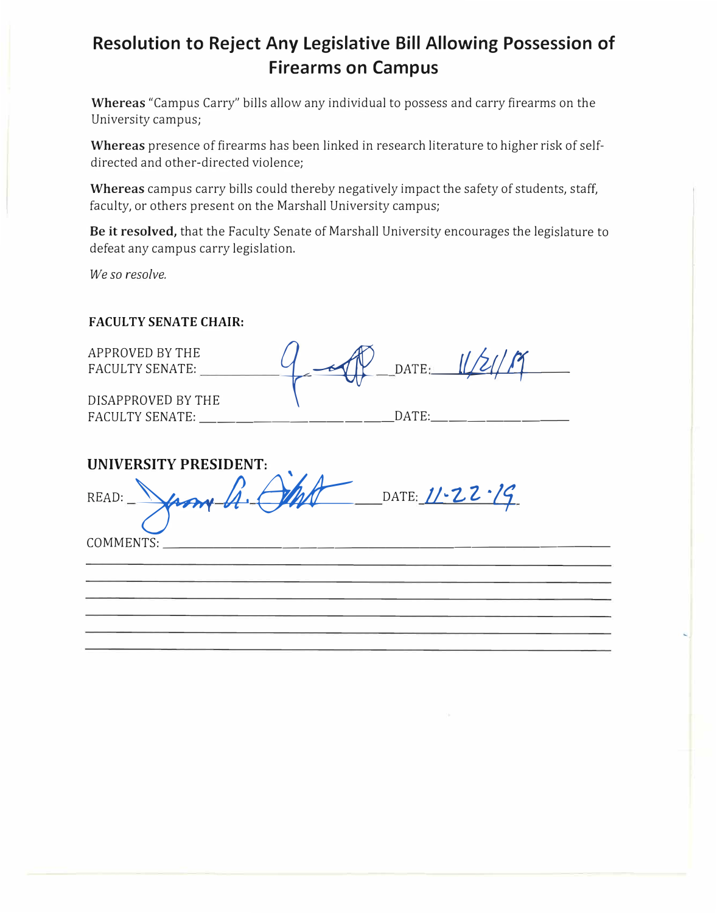# Resolution to Reject Any Legislative Bill Allowing Possession of Firearms on Campus

**Whereas** "Campus Carry" bills allow any individual to possess and carry firearms on the University campus;

**Whereas** presence of firearms has been linked in research literature to higher risk of self-directed and other-directed violence;

**Whereas** campus carry bills could thereby negatively impact the safety of students, staff, faculty, or others present on the Marshall University campus;

**Be it resolved,** that the Faculty Senate of Marshall University encourages the legislature to defeat any campus carry legislation.

*We so resolve.*

**FACULTY SENATE CHAIR:**

APPROVED BY THE FACULTY SENATE: _[signature]_ DATE: 11/21/19

DISAPPROVED BY THE FACULTY SENATE: ____________________ DATE: ____________

**UNIVERSITY PRESIDENT:**

READ: _[signature: Jerome A. Gilbert]_ DATE: 11-22-19

COMMENTS: ____________________